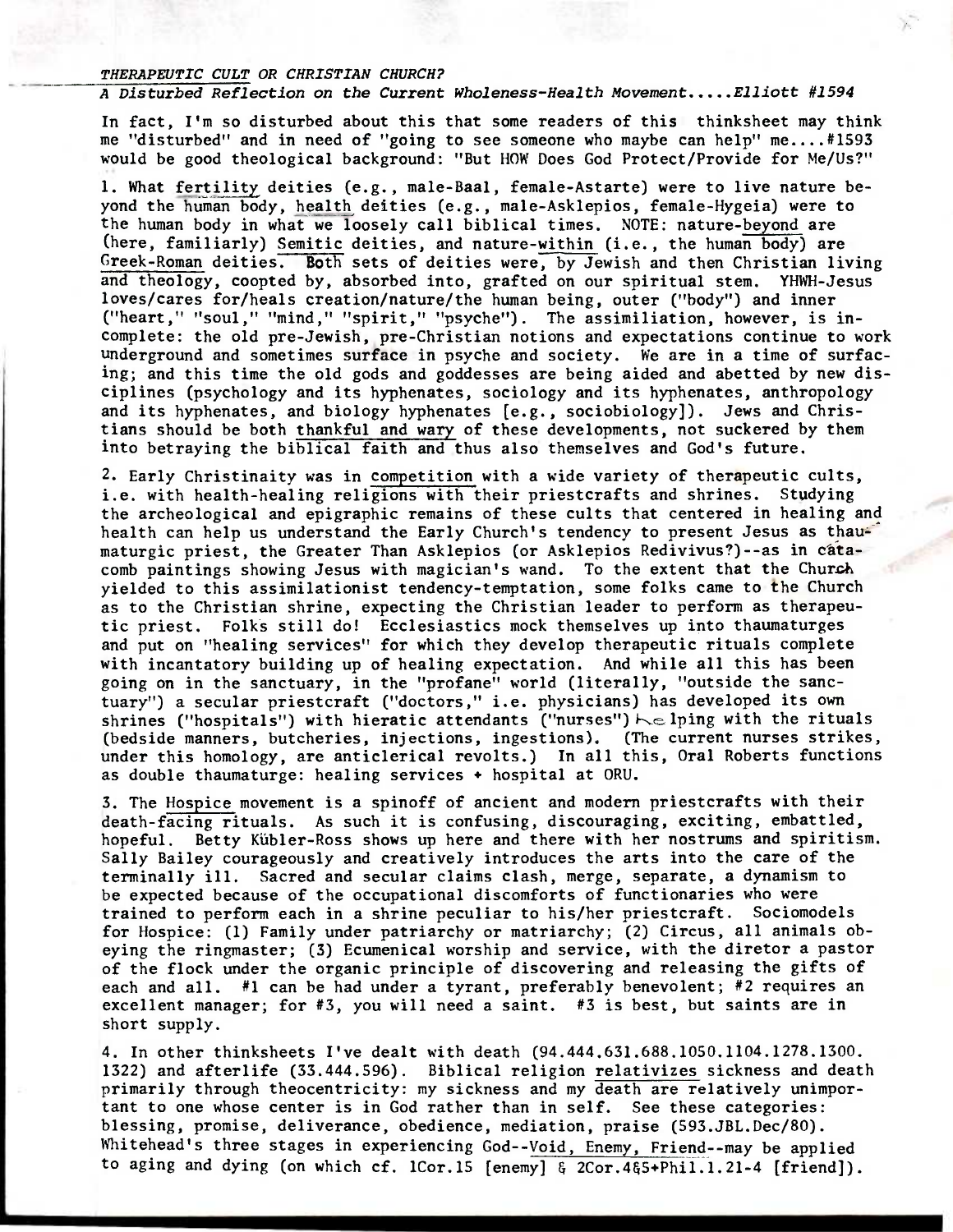*THERAPEUTIC CULT OR CHRISTIAN CHURCH?*

*A Disturbed Reflection on the Current Wholeness-Health Movement.....Elliott #1594*

In fact, I'm so disturbed about this that some readers of this thinksheet may think me "disturbed" and in need of "going to see someone who maybe can help" me....#1593 would be good theological background: "But HOW Does God Protect/Provide for Me/Us?"

1. What fertility deities (e.g., male-Baal, female-Astarte) were to live nature beyond the human body, health deities (e.g., male-Asklepios, female-Hygeia) were to the human body in what we loosely call biblical times. NOTE: nature-beyond are (here, familiarly) Semitic deities, and nature-within (i.e., the human body) are Greek-Roman deities. Both sets of deities were, by Jewish and then Christian living and theology, coopted by, absorbed into, grafted on our spiritual stem. YHWH-Jesus loves/cares for/heals creation/nature/the human being, outer ("body") and inner ("heart," "soul," "mind," "spirit," "psyche"). The assimiliation, however, is incomplete: the old pre-Jewish, pre-Christian notions and expectations continue to work underground and sometimes surface in psyche and society. We are in a time of surfacing; and this time the old gods and goddesses are being aided and abetted by new disciplines (psychology and its hyphenates, sociology and its hyphenates, anthropology and its hyphenates, and biology hyphenates [e.g., sociobiology]). Jews and Christians should be both thankful and wary of these developments, not suckered by them into betraying the biblical faith and thus also themselves and God's future.

2. Early Christinaity was in competition with a wide variety of therapeutic cults, i.e. with health-healing religions with their priestcrafts and shrines. Studying the archeological and epigraphic remains of these cults that centered in healing and health can help us understand the Early Church's tendency to present Jesus as thaumaturgic priest, the Greater Than Asklepios (or Asklepios Redivivus?)--as in catacomb paintings showing Jesus with magician's wand. To the extent that the Church yielded to this assimilationist tendency-temptation, some folks came to the Church as to the Christian shrine, expecting the Christian leader to perform as therapeutic priest. Folks still do! Ecclesiastics mock themselves up into thaumaturges and put on "healing services" for which they develop therapeutic rituals complete with incantatory building up of healing expectation. And while all this has been going on in the sanctuary, in the "profane" world (literally, "outside the sanctuary") a secular priestcraft ("doctors," i.e. physicians) has developed its own shrines ("hospitals") with hieratic attendants ("nurses") helping with the rituals (bedside manners, butcheries, injections, ingestions). (The current nurses strikes, under this homology, are anticlerical revolts.) In all this, Oral Roberts functions as double thaumaturge: healing services + hospital at ORU.

3. The Hospice movement is a spinoff of ancient and modern priestcrafts with their death-facing rituals. As such it is confusing, discouraging, exciting, embattled, hopeful. Betty Kübler-Ross shows up here and there with her nostrums and spiritism. Sally Bailey courageously and creatively introduces the arts into the care of the terminally ill. Sacred and secular claims clash, merge, separate, a dynamism to be expected because of the occupational discomforts of functionaries who were trained to perform each in a shrine peculiar to his/her priestcraft. Sociomodels for Hospice: (1) Family under patriarchy or matriarchy; (2) Circus, all animals obeying the ringmaster; (3) Ecumenical worship and service, with the diretor a pastor of the flock under the organic principle of discovering and releasing the gifts of each and all. #1 can be had under a tyrant, preferably benevolent; #2 requires an excellent manager; for #3, you will need a saint. #3 is best, but saints are in short supply.

4. In other thinksheets I've dealt with death (94.444.631.688.1050.1104.1278.1300. 1322) and afterlife (33.444.596). Biblical religion relativizes sickness and death primarily through theocentricity: my sickness and my death are relatively unimportant to one whose center is in God rather than in self. See these categories: blessing, promise, deliverance, obedience, mediation, praise (593.JBL.Dec/80). Whitehead's three stages in experiencing God--Void, Enemy, Friend--may be applied to aging and dying (on which cf. 1Cor.15 [enemy] & 2Cor.4&5+Phil.1.21-4 [friend]).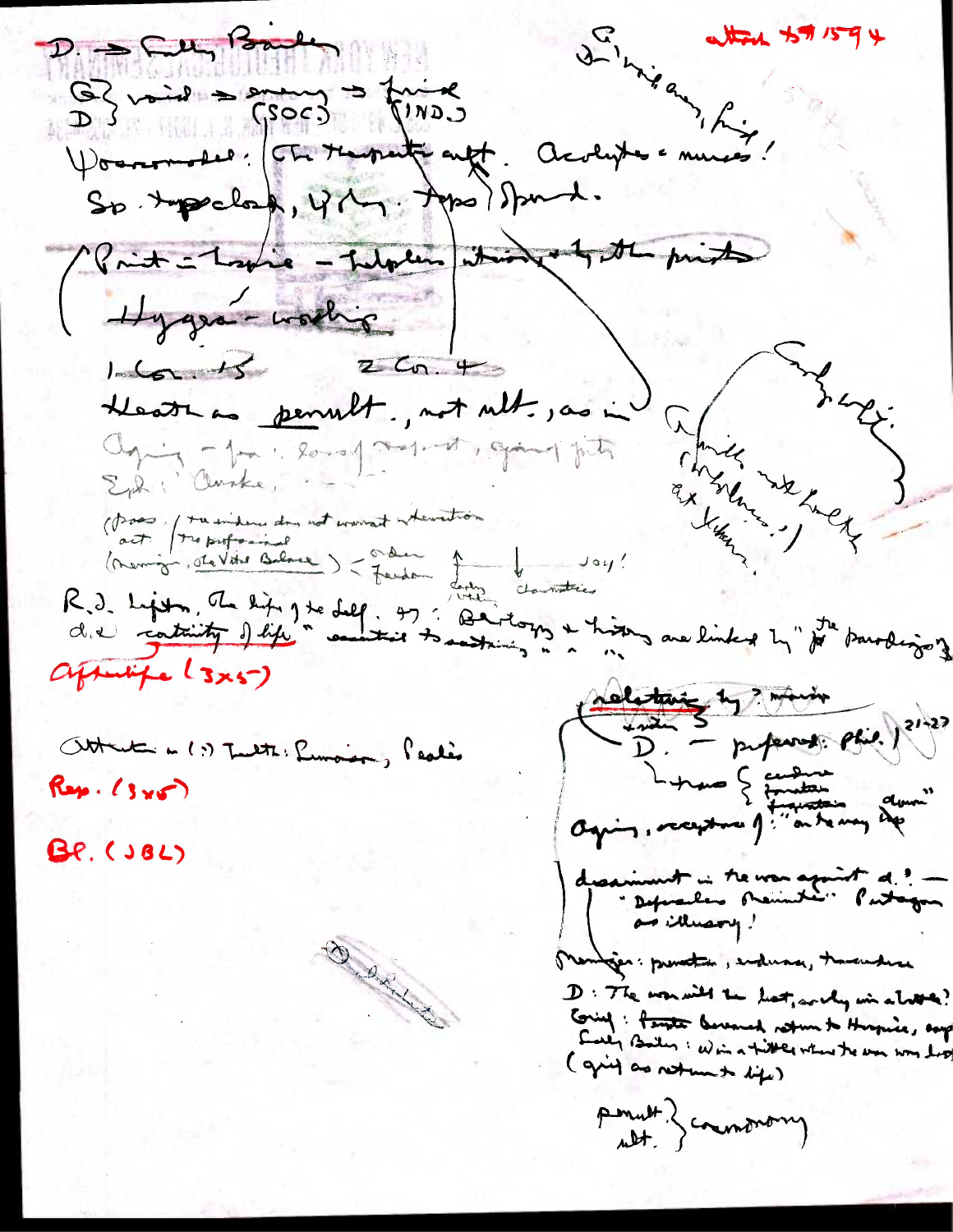D. → Fully Baile

attach #1594

G } void → enemy → friend
D } (SOC.) (IND.)

Ginzburg, frog

Woodward: The therapeutic act. Acolytes = muses!

Sp. topoclock, Hy'ling: Topos / Spend.

(Priest = hospice – helpless attending to the priests

Hygeia – worship

1 Cor. 15 2 Cor. 4

Death as penult., not ult., as in

Aging – for: ... , ... , ...

Eph: Awake, ...

(Poss. / the evidence does not warrant intervention
act / the professional
(Mennig, The Vital Balance) < order / freedom ↑ ↓ Joy!
(early / within) (characters)

Cambridge Weekly

(milk not holdy / inglorious!) ... / ex Johnson.

R.J. Lifton, The life of the self. 47: Biology & history are linked by" the paradigm of d.r. continuity of life" essential to sustaining " " "

Afterlife (3×5)

Attach ... (?) Truth: Ramsey, Peale

Rep. (3×5)

BP. (JBL)

relating by ? meaning
+ ... }
D. – preferring: Phil. 1 21-27
... { endure / fountain / fountains ... down"

Aging, acceptance of: "on the way up

discernment in the war against d.? – "Defenseless Remnant" Pentagon as illusory!

Menninger: protection, endurance, transcendence

D: The war will be lost, surely in a battle?

Grief: Tecoate Bereaved return to Hospice, surp

Lady Bailey: War in a battle where the war was lost

(grief as return to life)

penult } ceremony
ult. }